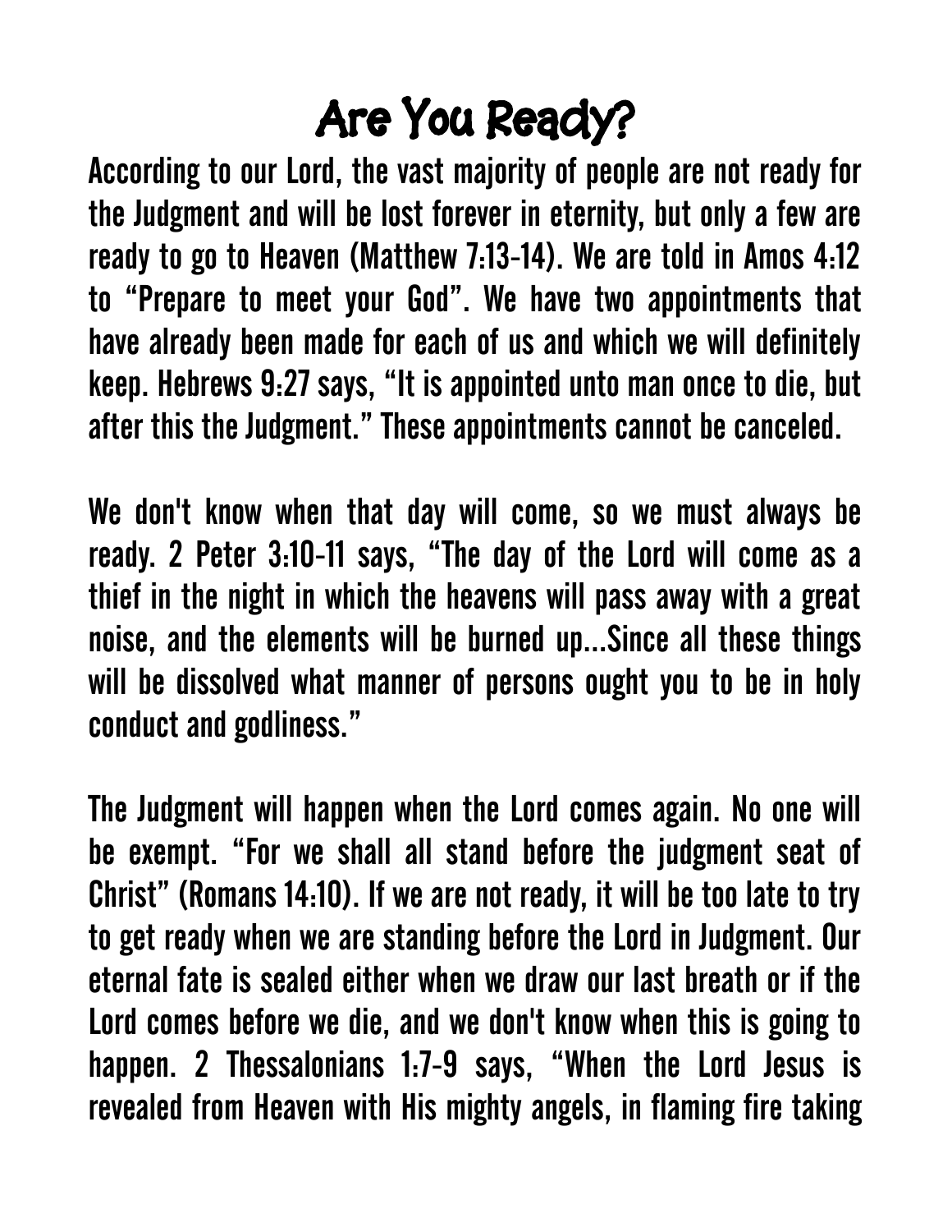# Are You Ready?

According to our Lord, the vast majority of people are not ready for the Judgment and will be lost forever in eternity, but only a few are ready to go to Heaven (Matthew 7:13-14). We are told in Amos 4:12 to "Prepare to meet your God". We have two appointments that have already been made for each of us and which we will definitely keep. Hebrews 9:27 says, "It is appointed unto man once to die, but after this the Judgment." These appointments cannot be canceled.

We don't know when that day will come, so we must always be ready. 2 Peter 3:10-11 says, "The day of the Lord will come as a thief in the night in which the heavens will pass away with a great noise, and the elements will be burned up...Since all these things will be dissolved what manner of persons ought you to be in holy conduct and godliness."

The Judgment will happen when the Lord comes again. No one will be exempt. "For we shall all stand before the judgment seat of Christ" (Romans 14:10). If we are not ready, it will be too late to try to get ready when we are standing before the Lord in Judgment. Our eternal fate is sealed either when we draw our last breath or if the Lord comes before we die, and we don't know when this is going to happen. 2 Thessalonians 1:7-9 says, "When the Lord Jesus is revealed from Heaven with His mighty angels, in flaming fire taking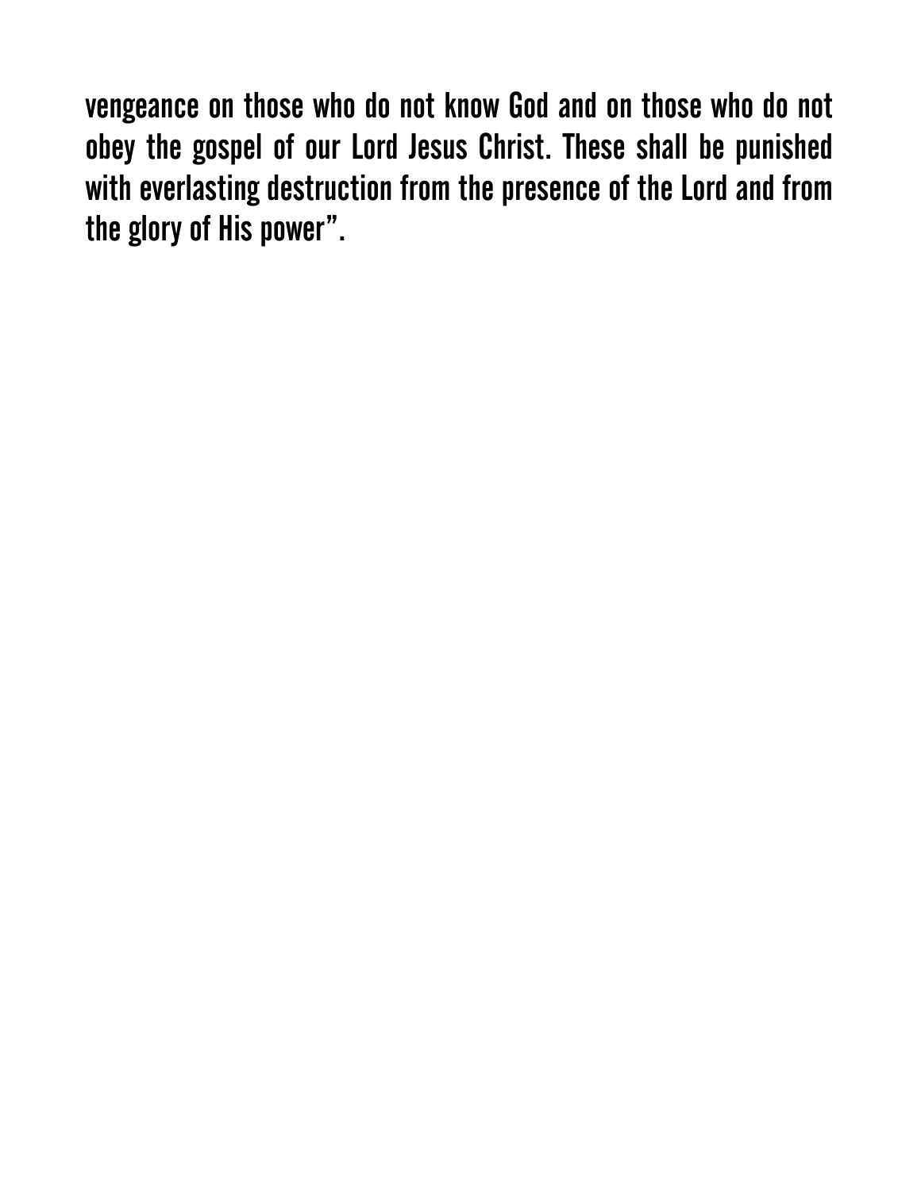vengeance on those who do not know God and on those who do not obey the gospel of our Lord Jesus Christ. These shall be punished with everlasting destruction from the presence of the Lord and from the glory of His power".